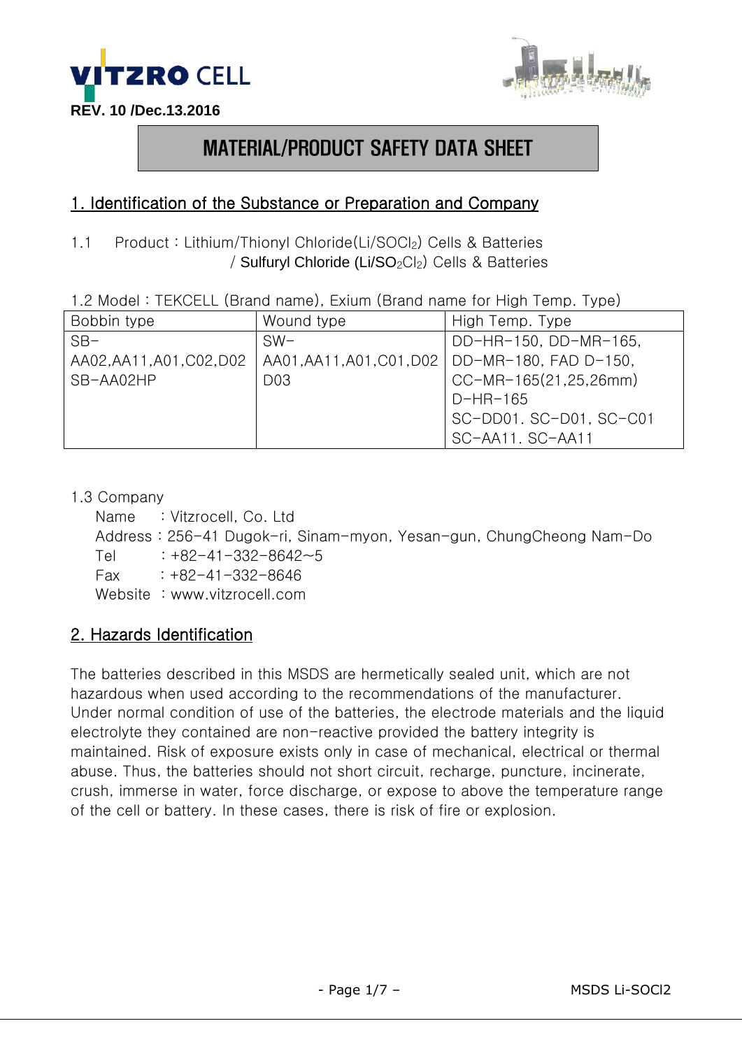VITZRO CELL

REV. 10 /Dec.13.2016

# MATERIAL/PRODUCT SAFETY DATA SHEET

## 1. Identification of the Substance or Preparation and Company

1.1 Product : Lithium/Thionyl Chloride($Li/SOCl_2$) Cells & Batteries / Sulfuryl Chloride ($Li/SO_2Cl_2$) Cells & Batteries

1.2 Model : TEKCELL (Brand name), Exium (Brand name for High Temp. Type)

| Bobbin type | Wound type | High Temp. Type |
|---|---|---|
| SB-AA02,AA11,A01,C02,D02 SB-AA02HP | SW-AA01,AA11,A01,C01,D02 D03 | DD-HR-150, DD-MR-165, DD-MR-180, FAD D-150, CC-MR-165(21,25,26mm) D-HR-165 SC-DD01. SC-D01, SC-C01 SC-AA11. SC-AA11 |

1.3 Company

Name : Vitzrocell, Co. Ltd
Address : 256-41 Dugok-ri, Sinam-myon, Yesan-gun, ChungCheong Nam-Do
Tel : +82-41-332-8642~5
Fax : +82-41-332-8646
Website : www.vitzrocell.com

## 2. Hazards Identification

The batteries described in this MSDS are hermetically sealed unit, which are not hazardous when used according to the recommendations of the manufacturer. Under normal condition of use of the batteries, the electrode materials and the liquid electrolyte they contained are non-reactive provided the battery integrity is maintained. Risk of exposure exists only in case of mechanical, electrical or thermal abuse. Thus, the batteries should not short circuit, recharge, puncture, incinerate, crush, immerse in water, force discharge, or expose to above the temperature range of the cell or battery. In these cases, there is risk of fire or explosion.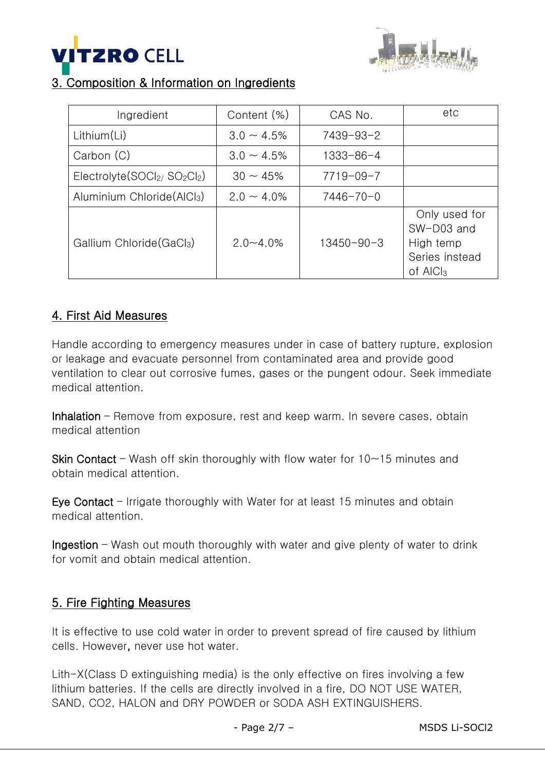## 3. Composition & Information on Ingredients

| Ingredient | Content (%) | CAS No. | etc |
|---|---|---|---|
| Lithium(Li) | 3.0 ~ 4.5% | 7439-93-2 | |
| Carbon (C) | 3.0 ~ 4.5% | 1333-86-4 | |
| Electrolyte($SOCl_2$/ $SO_2Cl_2$) | 30 ~ 45% | 7719-09-7 | |
| Aluminium Chloride($AlCl_3$) | 2.0 ~ 4.0% | 7446-70-0 | |
| Gallium Chloride($GaCl_3$) | 2.0~4.0% | 13450-90-3 | Only used for SW-D03 and High temp Series instead of $AlCl_3$ |

## 4. First Aid Measures

Handle according to emergency measures under in case of battery rupture, explosion or leakage and evacuate personnel from contaminated area and provide good ventilation to clear out corrosive fumes, gases or the pungent odour. Seek immediate medical attention.

**Inhalation** – Remove from exposure, rest and keep warm. In severe cases, obtain medical attention

**Skin Contact** – Wash off skin thoroughly with flow water for 10~15 minutes and obtain medical attention.

**Eye Contact** – Irrigate thoroughly with Water for at least 15 minutes and obtain medical attention.

**Ingestion** – Wash out mouth thoroughly with water and give plenty of water to drink for vomit and obtain medical attention.

## 5. Fire Fighting Measures

It is effective to use cold water in order to prevent spread of fire caused by lithium cells. However, never use hot water.

Lith-X(Class D extinguishing media) is the only effective on fires involving a few lithium batteries. If the cells are directly involved in a fire, DO NOT USE WATER, SAND, CO2, HALON and DRY POWDER or SODA ASH EXTINGUISHERS.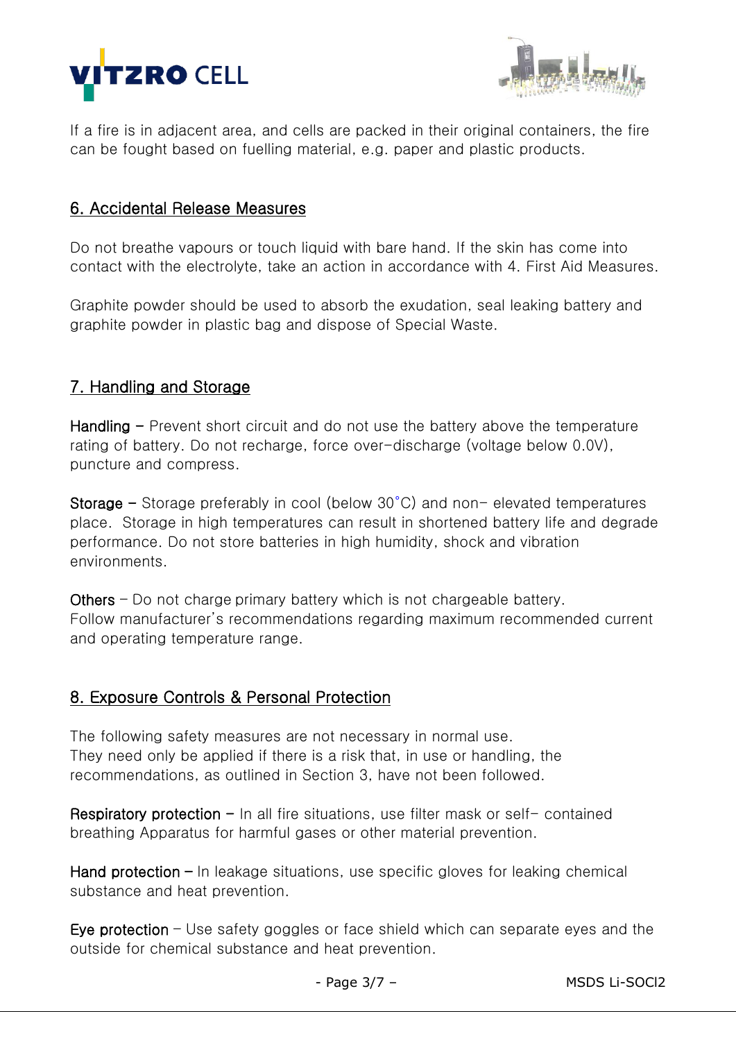If a fire is in adjacent area, and cells are packed in their original containers, the fire can be fought based on fuelling material, e.g. paper and plastic products.

## 6. Accidental Release Measures

Do not breathe vapours or touch liquid with bare hand. If the skin has come into contact with the electrolyte, take an action in accordance with 4. First Aid Measures.

Graphite powder should be used to absorb the exudation, seal leaking battery and graphite powder in plastic bag and dispose of Special Waste.

## 7. Handling and Storage

**Handling** – Prevent short circuit and do not use the battery above the temperature rating of battery. Do not recharge, force over-discharge (voltage below 0.0V), puncture and compress.

**Storage** – Storage preferably in cool (below 30°C) and non- elevated temperatures place. Storage in high temperatures can result in shortened battery life and degrade performance. Do not store batteries in high humidity, shock and vibration environments.

**Others** – Do not charge primary battery which is not chargeable battery.
Follow manufacturer's recommendations regarding maximum recommended current and operating temperature range.

## 8. Exposure Controls & Personal Protection

The following safety measures are not necessary in normal use.
They need only be applied if there is a risk that, in use or handling, the recommendations, as outlined in Section 3, have not been followed.

**Respiratory protection** – In all fire situations, use filter mask or self- contained breathing Apparatus for harmful gases or other material prevention.

**Hand protection** – In leakage situations, use specific gloves for leaking chemical substance and heat prevention.

**Eye protection** – Use safety goggles or face shield which can separate eyes and the outside for chemical substance and heat prevention.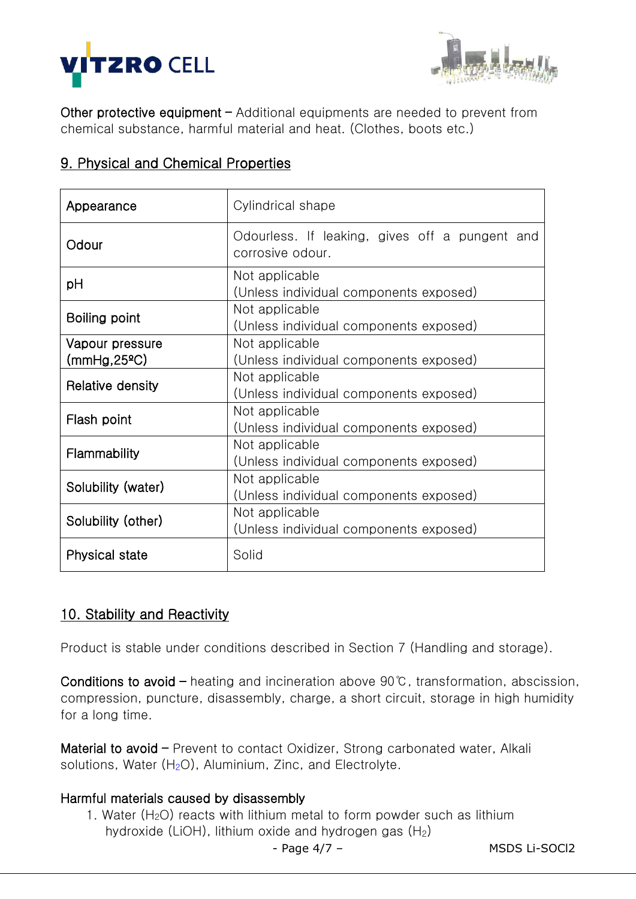**Other protective equipment** – Additional equipments are needed to prevent from chemical substance, harmful material and heat. (Clothes, boots etc.)

## 9. Physical and Chemical Properties

| | |
|---|---|
| Appearance | Cylindrical shape |
| Odour | Odourless. If leaking, gives off a pungent and corrosive odour. |
| pH | Not applicable (Unless individual components exposed) |
| Boiling point | Not applicable (Unless individual components exposed) |
| Vapour pressure (mmHg,25ºC) | Not applicable (Unless individual components exposed) |
| Relative density | Not applicable (Unless individual components exposed) |
| Flash point | Not applicable (Unless individual components exposed) |
| Flammability | Not applicable (Unless individual components exposed) |
| Solubility (water) | Not applicable (Unless individual components exposed) |
| Solubility (other) | Not applicable (Unless individual components exposed) |
| Physical state | Solid |

## 10. Stability and Reactivity

Product is stable under conditions described in Section 7 (Handling and storage).

**Conditions to avoid** – heating and incineration above 90℃, transformation, abscission, compression, puncture, disassembly, charge, a short circuit, storage in high humidity for a long time.

**Material to avoid** – Prevent to contact Oxidizer, Strong carbonated water, Alkali solutions, Water ($H_2O$), Aluminium, Zinc, and Electrolyte.

**Harmful materials caused by disassembly**

1. Water ($H_2O$) reacts with lithium metal to form powder such as lithium hydroxide (LiOH), lithium oxide and hydrogen gas ($H_2$)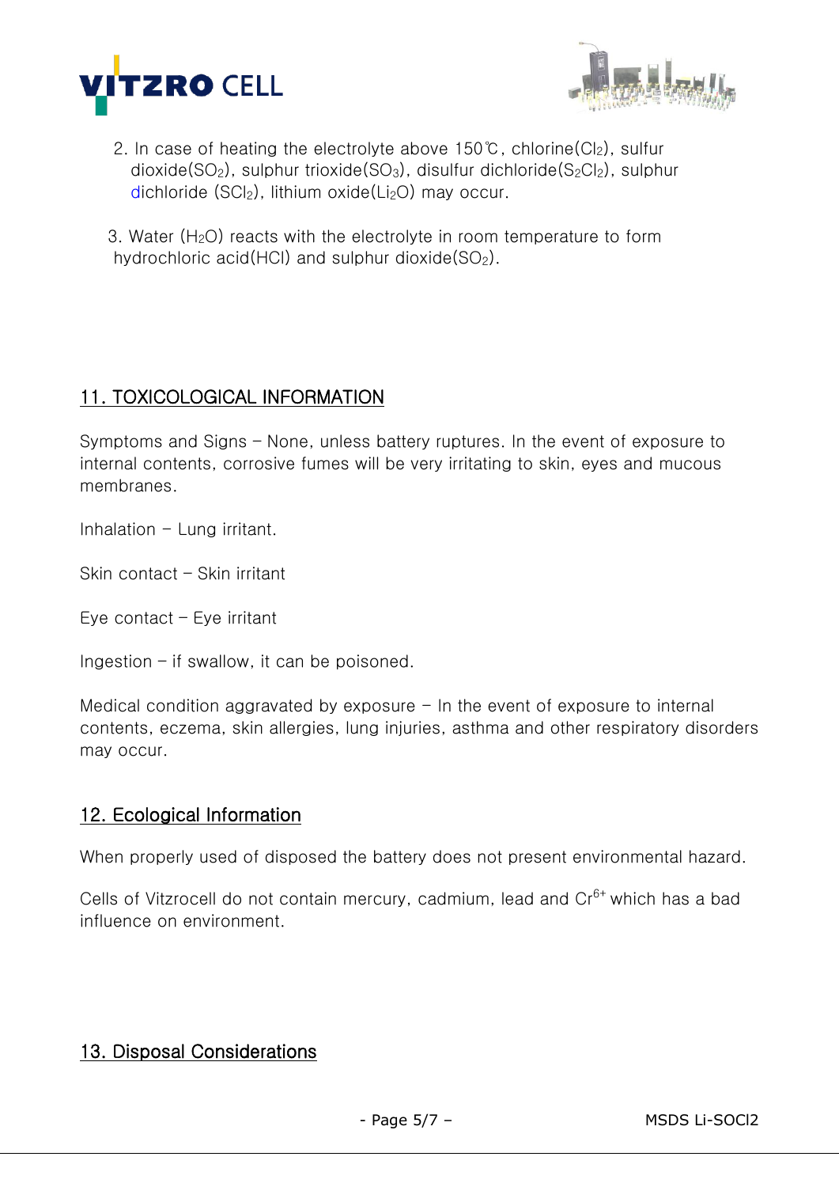2. In case of heating the electrolyte above 150℃, chlorine($Cl_2$), sulfur dioxide($SO_2$), sulphur trioxide($SO_3$), disulfur dichloride($S_2Cl_2$), sulphur dichloride ($SCl_2$), lithium oxide($Li_2O$) may occur.

3. Water ($H_2O$) reacts with the electrolyte in room temperature to form hydrochloric acid(HCl) and sulphur dioxide($SO_2$).

## 11. TOXICOLOGICAL INFORMATION

Symptoms and Signs – None, unless battery ruptures. In the event of exposure to internal contents, corrosive fumes will be very irritating to skin, eyes and mucous membranes.

Inhalation – Lung irritant.

Skin contact – Skin irritant

Eye contact – Eye irritant

Ingestion – if swallow, it can be poisoned.

Medical condition aggravated by exposure – In the event of exposure to internal contents, eczema, skin allergies, lung injuries, asthma and other respiratory disorders may occur.

## 12. Ecological Information

When properly used of disposed the battery does not present environmental hazard.

Cells of Vitzrocell do not contain mercury, cadmium, lead and $Cr^{6+}$ which has a bad influence on environment.

## 13. Disposal Considerations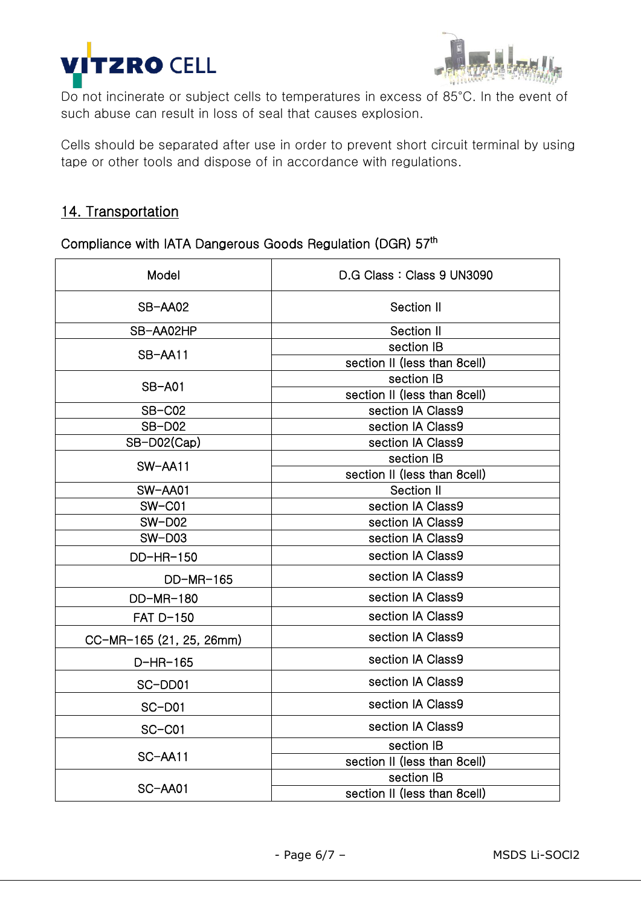Do not incinerate or subject cells to temperatures in excess of 85°C. In the event of such abuse can result in loss of seal that causes explosion.

Cells should be separated after use in order to prevent short circuit terminal by using tape or other tools and dispose of in accordance with regulations.

## 14. Transportation

Compliance with IATA Dangerous Goods Regulation (DGR) 57th

| Model | D.G Class : Class 9 UN3090 |
|---|---|
| SB-AA02 | Section II |
| SB-AA02HP | Section II |
| SB-AA11 | section IB |
| | section II (less than 8cell) |
| SB-A01 | section IB |
| | section II (less than 8cell) |
| SB-C02 | section IA Class9 |
| SB-D02 | section IA Class9 |
| SB-D02(Cap) | section IA Class9 |
| SW-AA11 | section IB |
| | section II (less than 8cell) |
| SW-AA01 | Section II |
| SW-C01 | section IA Class9 |
| SW-D02 | section IA Class9 |
| SW-D03 | section IA Class9 |
| DD-HR-150 | section IA Class9 |
| DD-MR-165 | section IA Class9 |
| DD-MR-180 | section IA Class9 |
| FAT D-150 | section IA Class9 |
| CC-MR-165 (21, 25, 26mm) | section IA Class9 |
| D-HR-165 | section IA Class9 |
| SC-DD01 | section IA Class9 |
| SC-D01 | section IA Class9 |
| SC-C01 | section IA Class9 |
| SC-AA11 | section IB |
| | section II (less than 8cell) |
| SC-AA01 | section IB |
| | section II (less than 8cell) |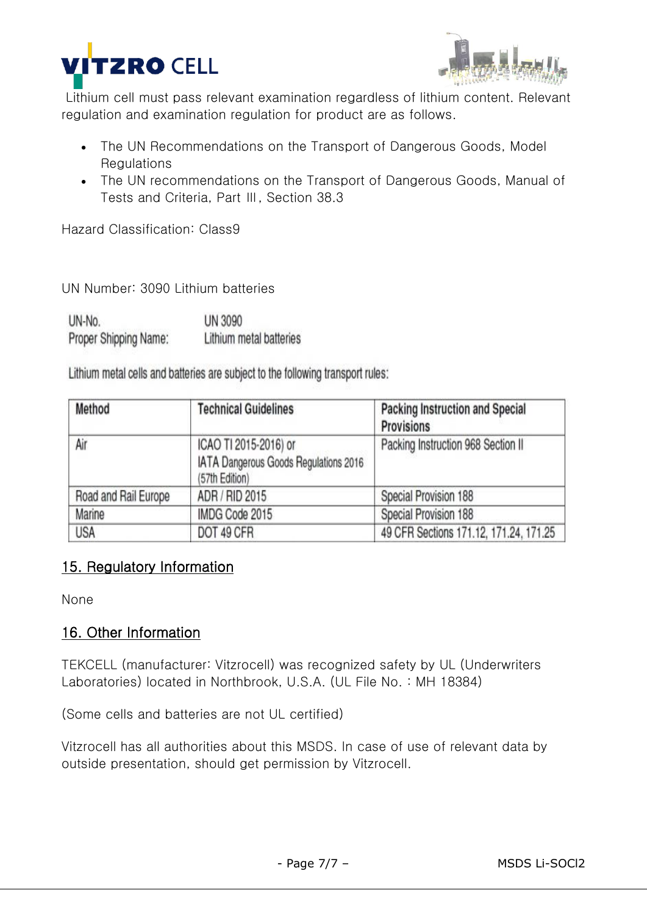Lithium cell must pass relevant examination regardless of lithium content. Relevant regulation and examination regulation for product are as follows.

- The UN Recommendations on the Transport of Dangerous Goods, Model Regulations
- The UN recommendations on the Transport of Dangerous Goods, Manual of Tests and Criteria, Part Ⅲ, Section 38.3

Hazard Classification: Class9

UN Number: 3090 Lithium batteries

UN-No. UN 3090
Proper Shipping Name: Lithium metal batteries

Lithium metal cells and batteries are subject to the following transport rules:

| Method | Technical Guidelines | Packing Instruction and Special Provisions |
|---|---|---|
| Air | ICAO TI 2015-2016) or IATA Dangerous Goods Regulations 2016 (57th Edition) | Packing Instruction 968 Section II |
| Road and Rail Europe | ADR / RID 2015 | Special Provision 188 |
| Marine | IMDG Code 2015 | Special Provision 188 |
| USA | DOT 49 CFR | 49 CFR Sections 171.12, 171.24, 171.25 |

## 15. Regulatory Information

None

## 16. Other Information

TEKCELL (manufacturer: Vitzrocell) was recognized safety by UL (Underwriters Laboratories) located in Northbrook, U.S.A. (UL File No. : MH 18384)

(Some cells and batteries are not UL certified)

Vitzrocell has all authorities about this MSDS. In case of use of relevant data by outside presentation, should get permission by Vitzrocell.